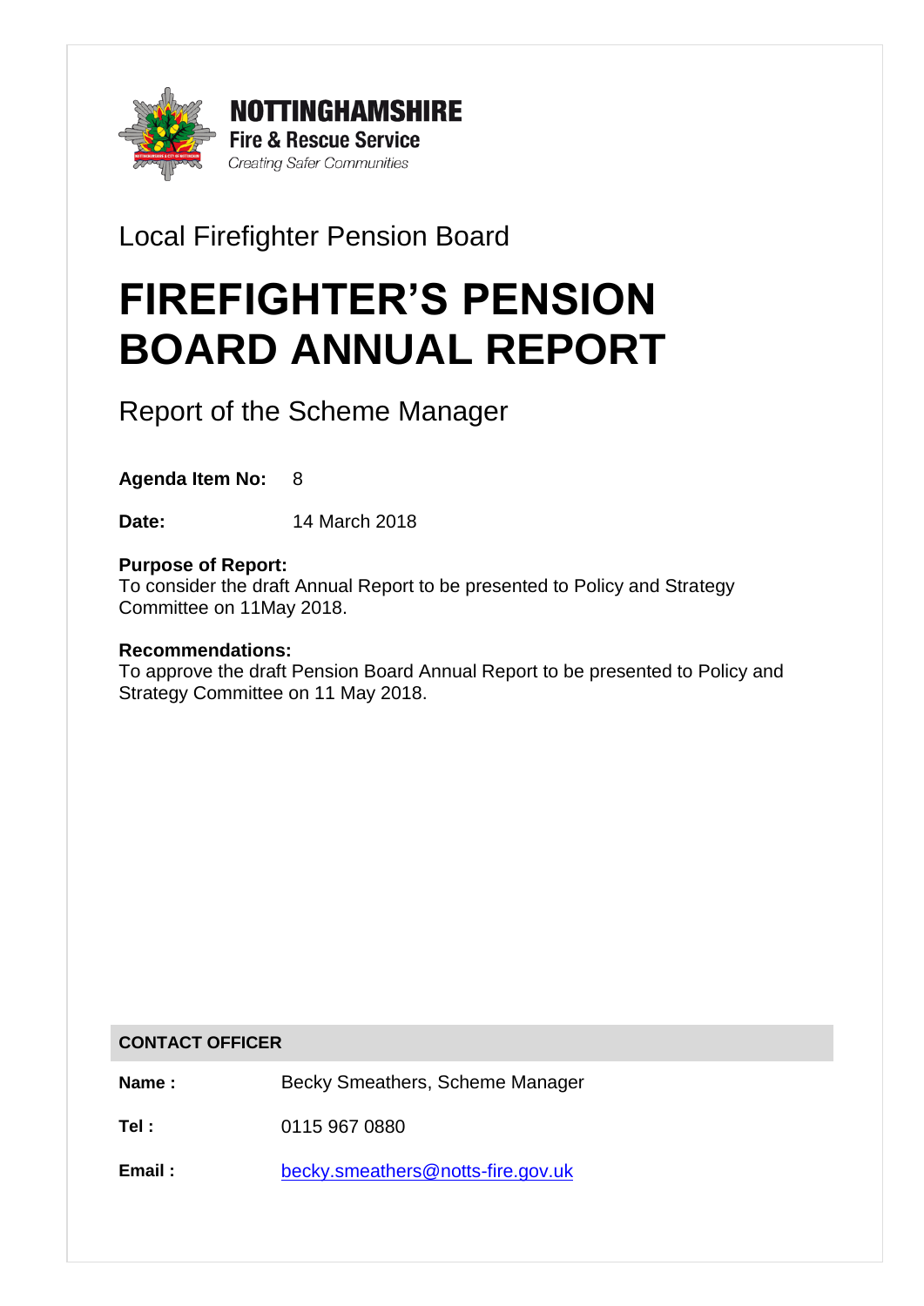**NOTTINGHAMSHIRE**
**Fire & Rescue Service**
*Creating Safer Communities*

Local Firefighter Pension Board

# FIREFIGHTER'S PENSION BOARD ANNUAL REPORT

## Report of the Scheme Manager

**Agenda Item No:** 8

**Date:** 14 March 2018

**Purpose of Report:**
To consider the draft Annual Report to be presented to Policy and Strategy Committee on 11May 2018.

**Recommendations:**
To approve the draft Pension Board Annual Report to be presented to Policy and Strategy Committee on 11 May 2018.

| **CONTACT OFFICER** | |
|---|---|
| **Name :** | Becky Smeathers, Scheme Manager |
| **Tel :** | 0115 967 0880 |
| **Email :** | becky.smeathers@notts-fire.gov.uk |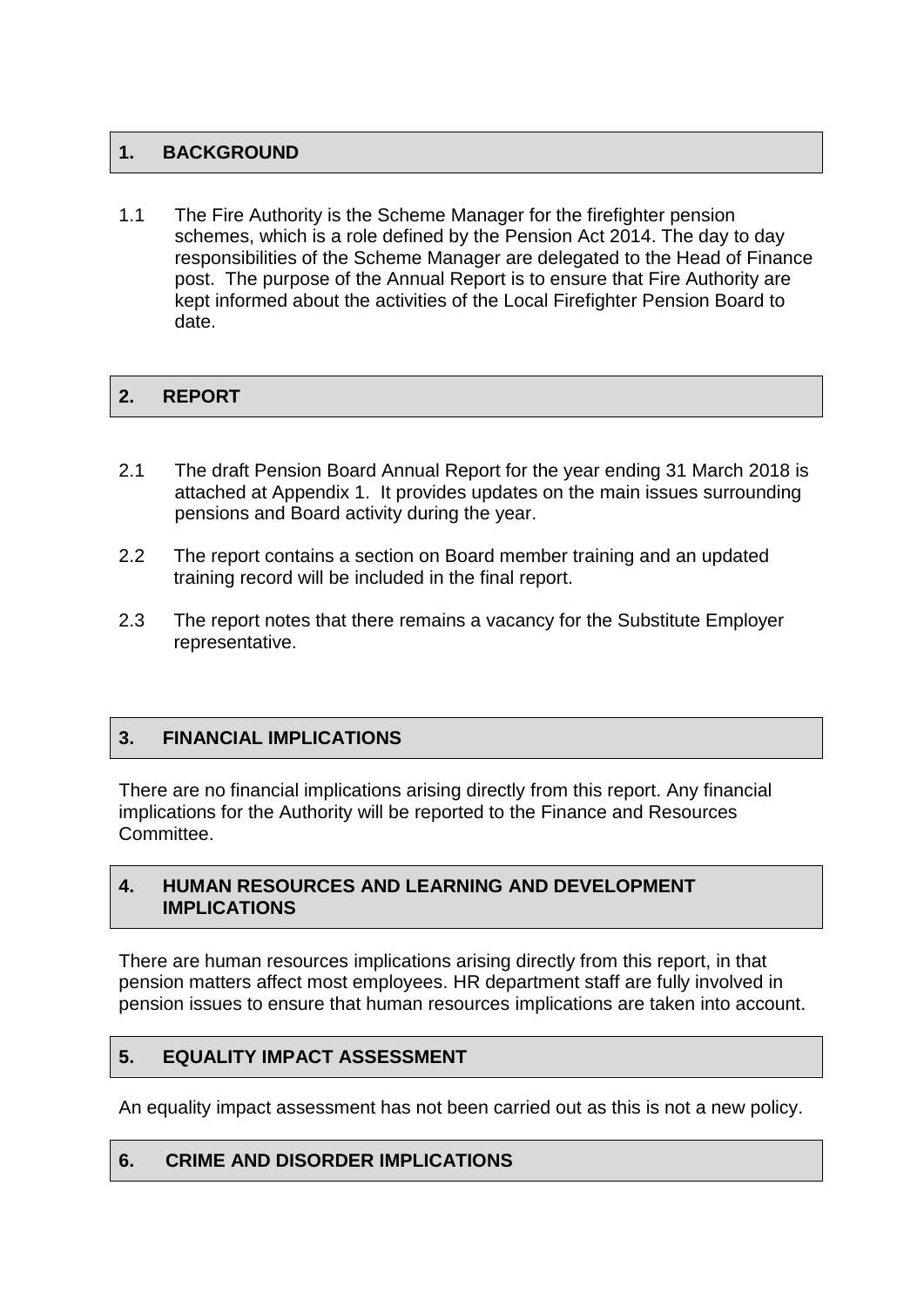## 1. BACKGROUND

1.1 The Fire Authority is the Scheme Manager for the firefighter pension schemes, which is a role defined by the Pension Act 2014. The day to day responsibilities of the Scheme Manager are delegated to the Head of Finance post. The purpose of the Annual Report is to ensure that Fire Authority are kept informed about the activities of the Local Firefighter Pension Board to date.

## 2. REPORT

2.1 The draft Pension Board Annual Report for the year ending 31 March 2018 is attached at Appendix 1. It provides updates on the main issues surrounding pensions and Board activity during the year.

2.2 The report contains a section on Board member training and an updated training record will be included in the final report.

2.3 The report notes that there remains a vacancy for the Substitute Employer representative.

## 3. FINANCIAL IMPLICATIONS

There are no financial implications arising directly from this report. Any financial implications for the Authority will be reported to the Finance and Resources Committee.

## 4. HUMAN RESOURCES AND LEARNING AND DEVELOPMENT IMPLICATIONS

There are human resources implications arising directly from this report, in that pension matters affect most employees. HR department staff are fully involved in pension issues to ensure that human resources implications are taken into account.

## 5. EQUALITY IMPACT ASSESSMENT

An equality impact assessment has not been carried out as this is not a new policy.

## 6. CRIME AND DISORDER IMPLICATIONS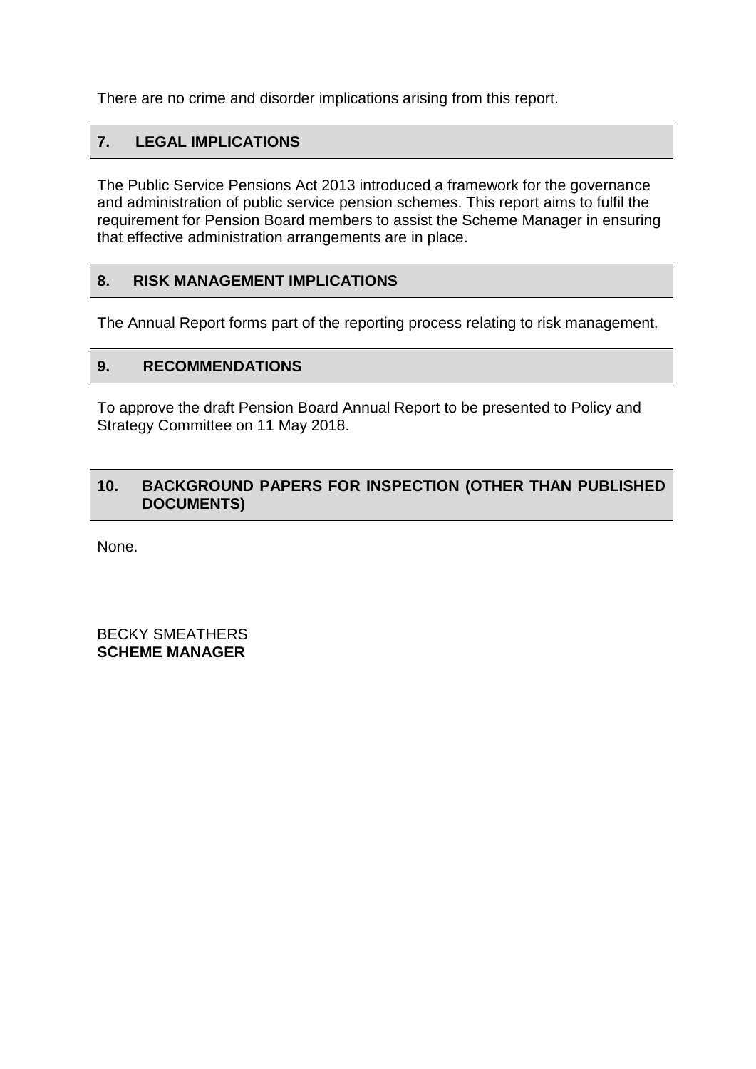There are no crime and disorder implications arising from this report.

## 7. LEGAL IMPLICATIONS

The Public Service Pensions Act 2013 introduced a framework for the governance and administration of public service pension schemes. This report aims to fulfil the requirement for Pension Board members to assist the Scheme Manager in ensuring that effective administration arrangements are in place.

## 8. RISK MANAGEMENT IMPLICATIONS

The Annual Report forms part of the reporting process relating to risk management.

## 9. RECOMMENDATIONS

To approve the draft Pension Board Annual Report to be presented to Policy and Strategy Committee on 11 May 2018.

## 10. BACKGROUND PAPERS FOR INSPECTION (OTHER THAN PUBLISHED DOCUMENTS)

None.

BECKY SMEATHERS
**SCHEME MANAGER**